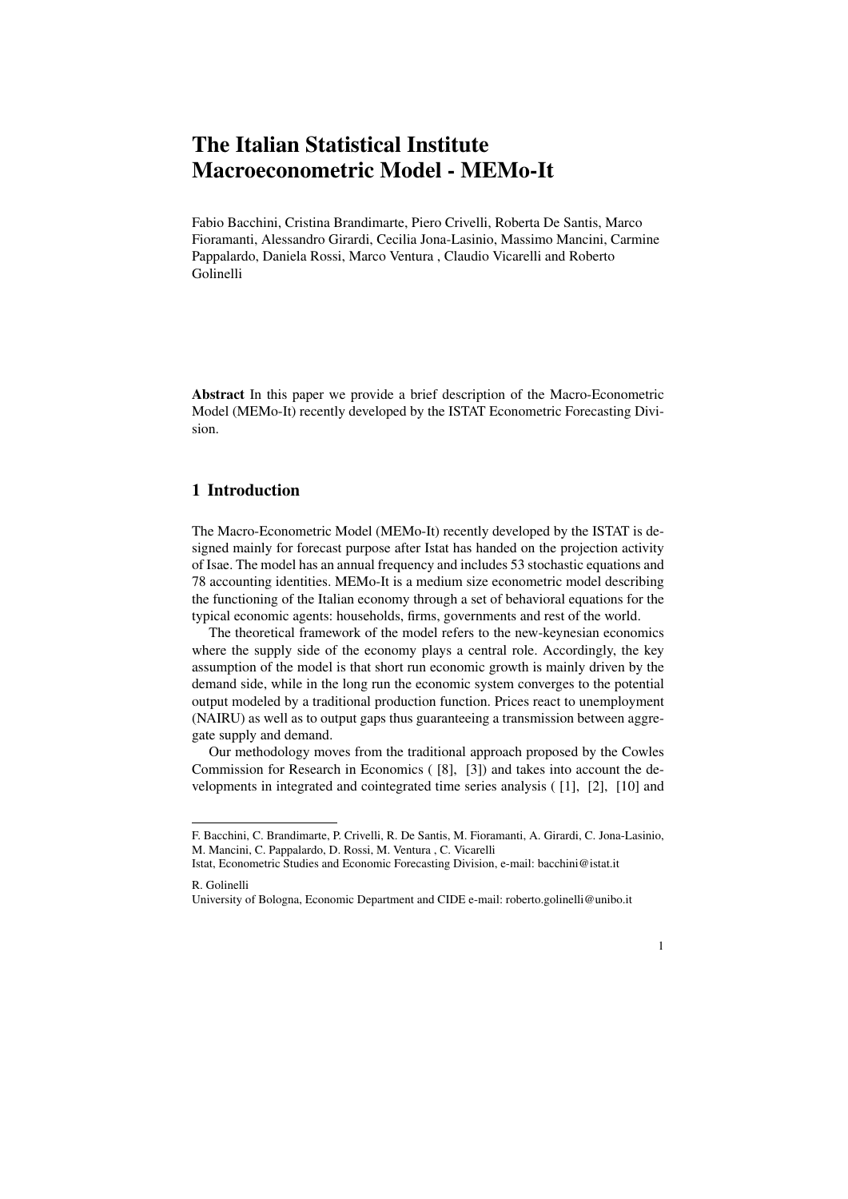# The Italian Statistical Institute Macroeconometric Model - MEMo-It

Fabio Bacchini, Cristina Brandimarte, Piero Crivelli, Roberta De Santis, Marco Fioramanti, Alessandro Girardi, Cecilia Jona-Lasinio, Massimo Mancini, Carmine Pappalardo, Daniela Rossi, Marco Ventura , Claudio Vicarelli and Roberto Golinelli

**Abstract** In this paper we provide a brief description of the Macro-Econometric Model (MEMo-It) recently developed by the ISTAT Econometric Forecasting Division.

## 1 Introduction

The Macro-Econometric Model (MEMo-It) recently developed by the ISTAT is designed mainly for forecast purpose after Istat has handed on the projection activity of Isae. The model has an annual frequency and includes 53 stochastic equations and 78 accounting identities. MEMo-It is a medium size econometric model describing the functioning of the Italian economy through a set of behavioral equations for the typical economic agents: households, firms, governments and rest of the world.

The theoretical framework of the model refers to the new-keynesian economics where the supply side of the economy plays a central role. Accordingly, the key assumption of the model is that short run economic growth is mainly driven by the demand side, while in the long run the economic system converges to the potential output modeled by a traditional production function. Prices react to unemployment (NAIRU) as well as to output gaps thus guaranteeing a transmission between aggregate supply and demand.

Our methodology moves from the traditional approach proposed by the Cowles Commission for Research in Economics ( [8], [3]) and takes into account the developments in integrated and cointegrated time series analysis ( [1], [2], [10] and

---

F. Bacchini, C. Brandimarte, P. Crivelli, R. De Santis, M. Fioramanti, A. Girardi, C. Jona-Lasinio, M. Mancini, C. Pappalardo, D. Rossi, M. Ventura , C. Vicarelli
Istat, Econometric Studies and Economic Forecasting Division, e-mail: bacchini@istat.it

R. Golinelli
University of Bologna, Economic Department and CIDE e-mail: roberto.golinelli@unibo.it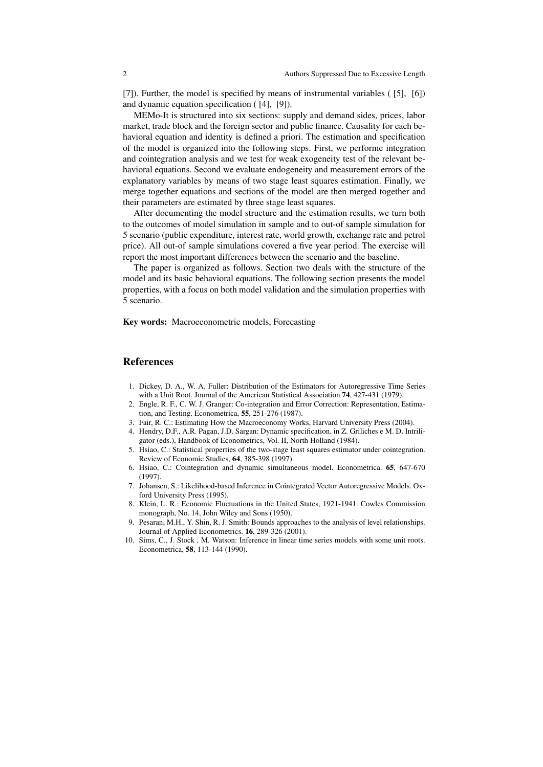[7]). Further, the model is specified by means of instrumental variables ( [5], [6]) and dynamic equation specification ( [4], [9]).

MEMo-It is structured into six sections: supply and demand sides, prices, labor market, trade block and the foreign sector and public finance. Causality for each behavioral equation and identity is defined a priori. The estimation and specification of the model is organized into the following steps. First, we performe integration and cointegration analysis and we test for weak exogeneity test of the relevant behavioral equations. Second we evaluate endogeneity and measurement errors of the explanatory variables by means of two stage least squares estimation. Finally, we merge together equations and sections of the model are then merged together and their parameters are estimated by three stage least squares.

After documenting the model structure and the estimation results, we turn both to the outcomes of model simulation in sample and to out-of sample simulation for 5 scenario (public expenditure, interest rate, world growth, exchange rate and petrol price). All out-of sample simulations covered a five year period. The exercise will report the most important differences between the scenario and the baseline.

The paper is organized as follows. Section two deals with the structure of the model and its basic behavioral equations. The following section presents the model properties, with a focus on both model validation and the simulation properties with 5 scenario.

**Key words:** Macroeconometric models, Forecasting

## References

1. Dickey, D. A., W. A. Fuller: Distribution of the Estimators for Autoregressive Time Series with a Unit Root. Journal of the American Statistical Association **74**, 427-431 (1979).
2. Engle, R. F., C. W. J. Granger: Co-integration and Error Correction: Representation, Estimation, and Testing. Econometrica, **55**, 251-276 (1987).
3. Fair, R. C.: Estimating How the Macroeconomy Works, Harvard University Press (2004).
4. Hendry, D.F., A.R. Pagan, J.D. Sargan: Dynamic specification. in Z. Griliches e M. D. Intriligator (eds.), Handbook of Econometrics, Vol. II, North Holland (1984).
5. Hsiao, C.: Statistical properties of the two-stage least squares estimator under cointegration. Review of Economic Studies, **64**, 385-398 (1997).
6. Hsiao, C.: Cointegration and dynamic simultaneous model. Econometrica. **65**, 647-670 (1997).
7. Johansen, S.: Likelihood-based Inference in Cointegrated Vector Autoregressive Models. Oxford University Press (1995).
8. Klein, L. R.: Economic Fluctuations in the United States, 1921-1941. Cowles Commission monograph, No. 14, John Wiley and Sons (1950).
9. Pesaran, M.H., Y. Shin, R. J. Smith: Bounds approaches to the analysis of level relationships. Journal of Applied Econometrics. **16**, 289-326 (2001).
10. Sims, C., J. Stock , M. Watson: Inference in linear time series models with some unit roots. Econometrica, **58**, 113-144 (1990).